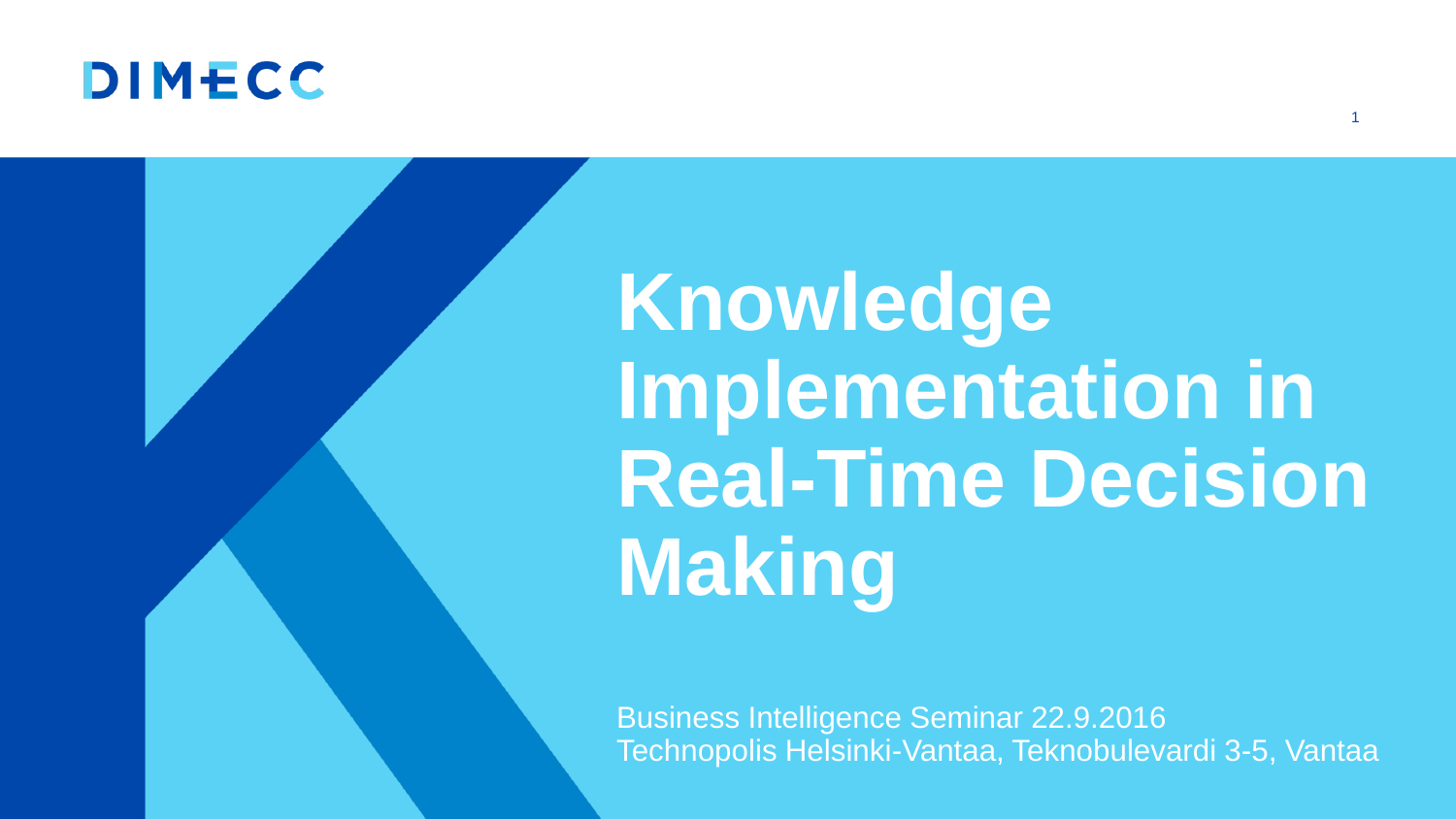DIMECC

# Knowledge Implementation in Real-Time Decision Making

Business Intelligence Seminar 22.9.2016
Technopolis Helsinki-Vantaa, Teknobulevardi 3-5, Vantaa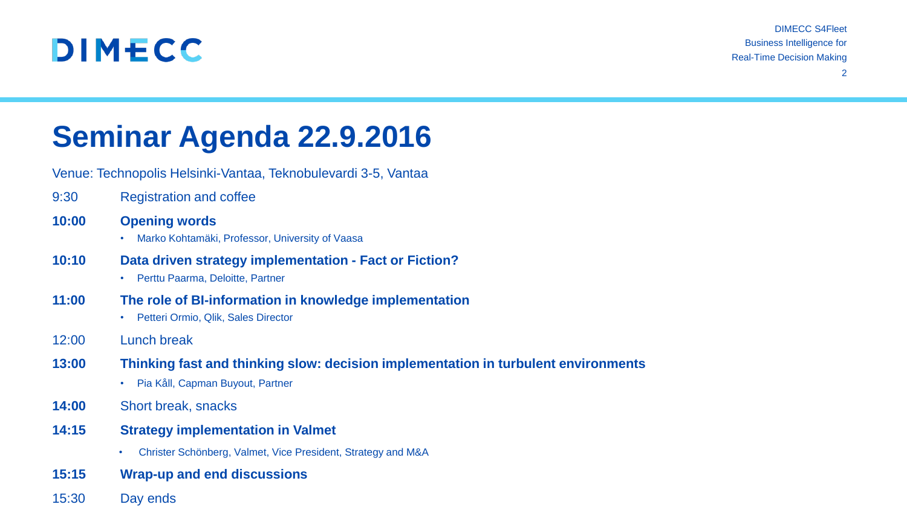# Seminar Agenda 22.9.2016

Venue: Technopolis Helsinki-Vantaa, Teknobulevardi 3-5, Vantaa

9:30 Registration and coffee

**10:00 Opening words**

- Marko Kohtamäki, Professor, University of Vaasa

**10:10 Data driven strategy implementation - Fact or Fiction?**

- Perttu Paarma, Deloitte, Partner

**11:00 The role of BI-information in knowledge implementation**

- Petteri Ormio, Qlik, Sales Director

12:00 Lunch break

**13:00 Thinking fast and thinking slow: decision implementation in turbulent environments**

- Pia Kåll, Capman Buyout, Partner

**14:00** Short break, snacks

**14:15 Strategy implementation in Valmet**

- Christer Schönberg, Valmet, Vice President, Strategy and M&A

**15:15 Wrap-up and end discussions**

15:30 Day ends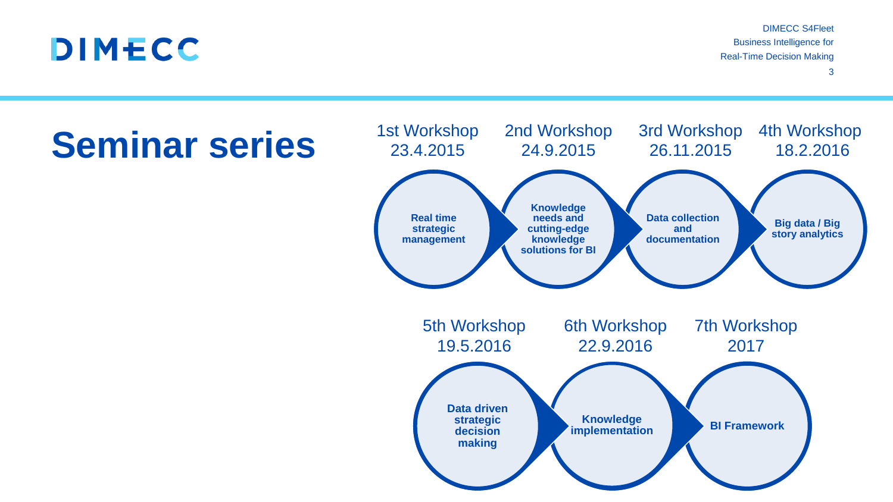# Seminar series

**1st Workshop 23.4.2015**
Real time strategic management

**2nd Workshop 24.9.2015**
Knowledge needs and cutting-edge knowledge solutions for BI

**3rd Workshop 26.11.2015**
Data collection and documentation

**4th Workshop 18.2.2016**
Big data / Big story analytics

**5th Workshop 19.5.2016**
Data driven strategic decision making

**6th Workshop 22.9.2016**
Knowledge implementation

**7th Workshop 2017**
BI Framework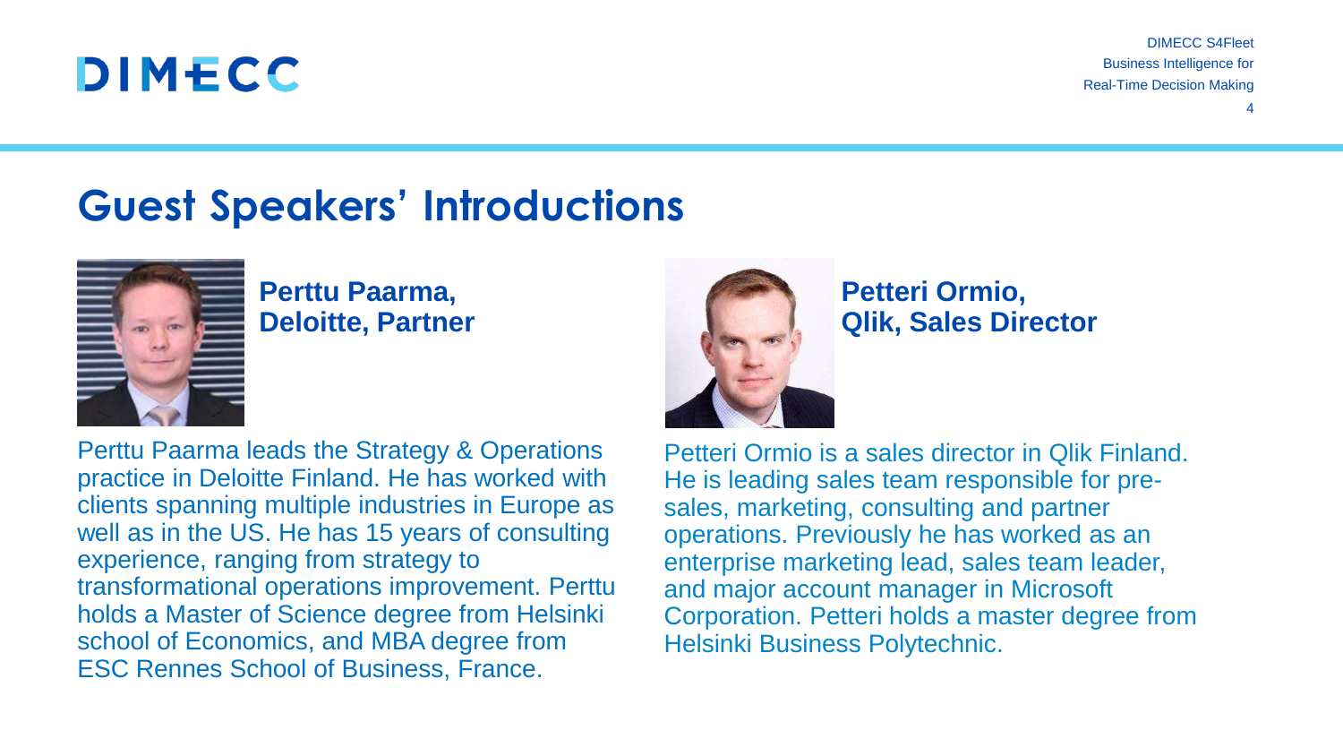# Guest Speakers' Introductions

**Perttu Paarma, Deloitte, Partner**

Perttu Paarma leads the Strategy & Operations practice in Deloitte Finland. He has worked with clients spanning multiple industries in Europe as well as in the US. He has 15 years of consulting experience, ranging from strategy to transformational operations improvement. Perttu holds a Master of Science degree from Helsinki school of Economics, and MBA degree from ESC Rennes School of Business, France.

**Petteri Ormio, Qlik, Sales Director**

Petteri Ormio is a sales director in Qlik Finland. He is leading sales team responsible for pre-sales, marketing, consulting and partner operations. Previously he has worked as an enterprise marketing lead, sales team leader, and major account manager in Microsoft Corporation. Petteri holds a master degree from Helsinki Business Polytechnic.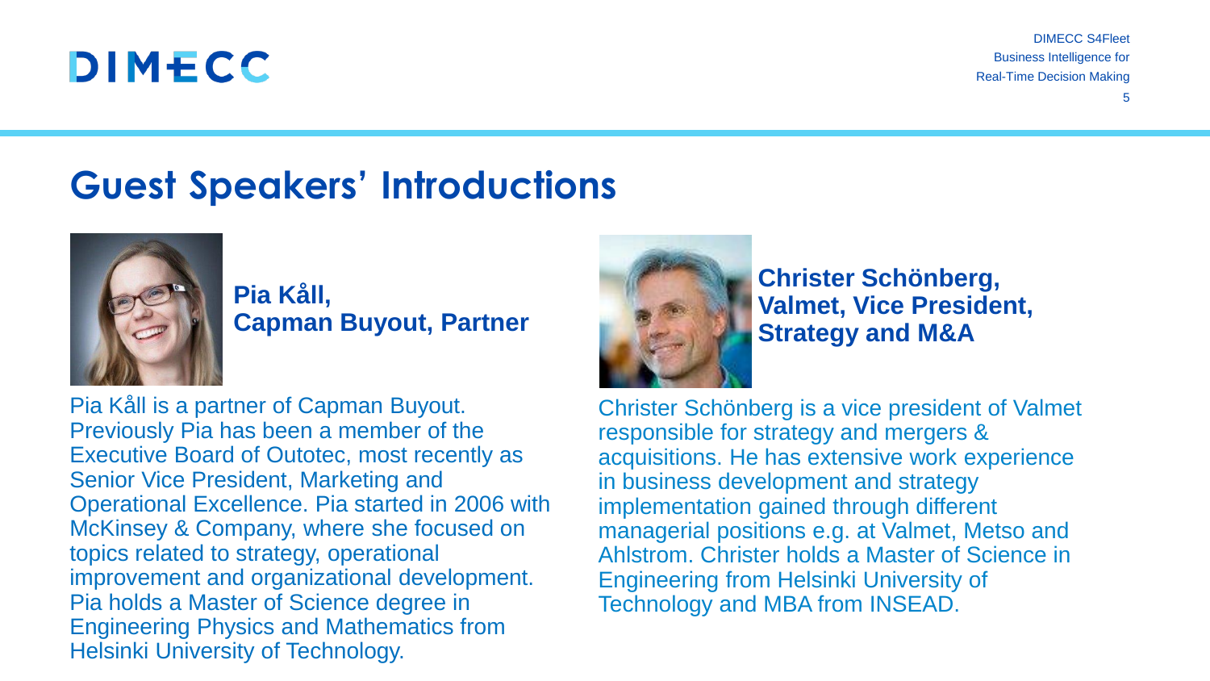# Guest Speakers' Introductions

**Pia Kåll,**
**Capman Buyout, Partner**

Pia Kåll is a partner of Capman Buyout. Previously Pia has been a member of the Executive Board of Outotec, most recently as Senior Vice President, Marketing and Operational Excellence. Pia started in 2006 with McKinsey & Company, where she focused on topics related to strategy, operational improvement and organizational development. Pia holds a Master of Science degree in Engineering Physics and Mathematics from Helsinki University of Technology.

**Christer Schönberg,**
**Valmet, Vice President,**
**Strategy and M&A**

Christer Schönberg is a vice president of Valmet responsible for strategy and mergers & acquisitions. He has extensive work experience in business development and strategy implementation gained through different managerial positions e.g. at Valmet, Metso and Ahlstrom. Christer holds a Master of Science in Engineering from Helsinki University of Technology and MBA from INSEAD.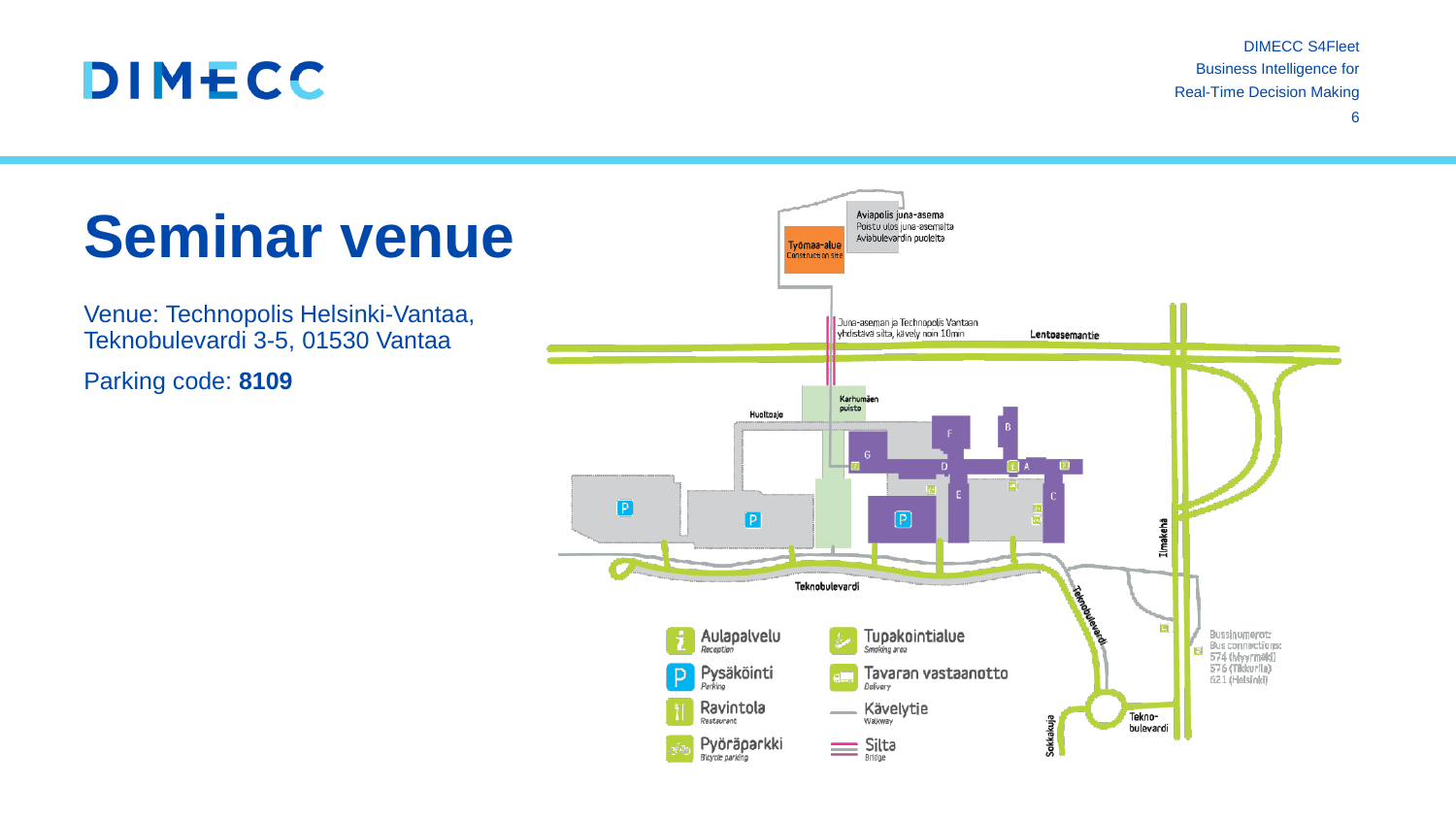# Seminar venue

Venue: Technopolis Helsinki-Vantaa, Teknobulevardi 3-5, 01530 Vantaa

Parking code: **8109**

Aviapolis juna-asema
Poistu ulos juna-asemalta Aviabulevardin puolelta

Työmaa-alue
Construction site

Juna-aseman ja Technopolis Vantaan yhdistävä silta, kävely noin 10min

Lentoasemantie

Karhumäen puisto

Huoltoajo

Ilmakehä

Teknobulevardi

Sokkakuja

Tekno-bulevardi

Bussinumerot:
Bus connections:
574 (Myyrmäki)
576 (Tikkurila)
621 (Helsinki)

- Aulapalvelu — *Reception*
- Pysäköinti — *Parking*
- Ravintola — *Restaurant*
- Pyöräparkki — *Bicycle parking*
- Tupakointialue — *Smoking area*
- Tavaran vastaanotto — *Delivery*
- Kävelytie — *Walkway*
- Silta — *Bridge*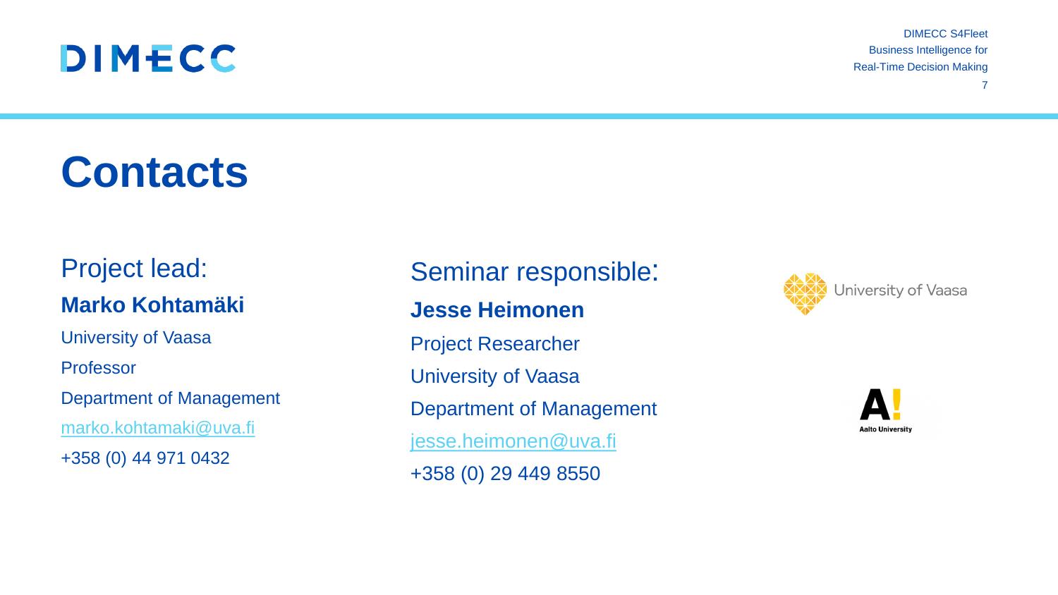# Contacts

Project lead:

**Marko Kohtamäki**

University of Vaasa

Professor

Department of Management

marko.kohtamaki@uva.fi

+358 (0) 44 971 0432

Seminar responsible:

**Jesse Heimonen**

Project Researcher

University of Vaasa

Department of Management

jesse.heimonen@uva.fi

+358 (0) 29 449 8550